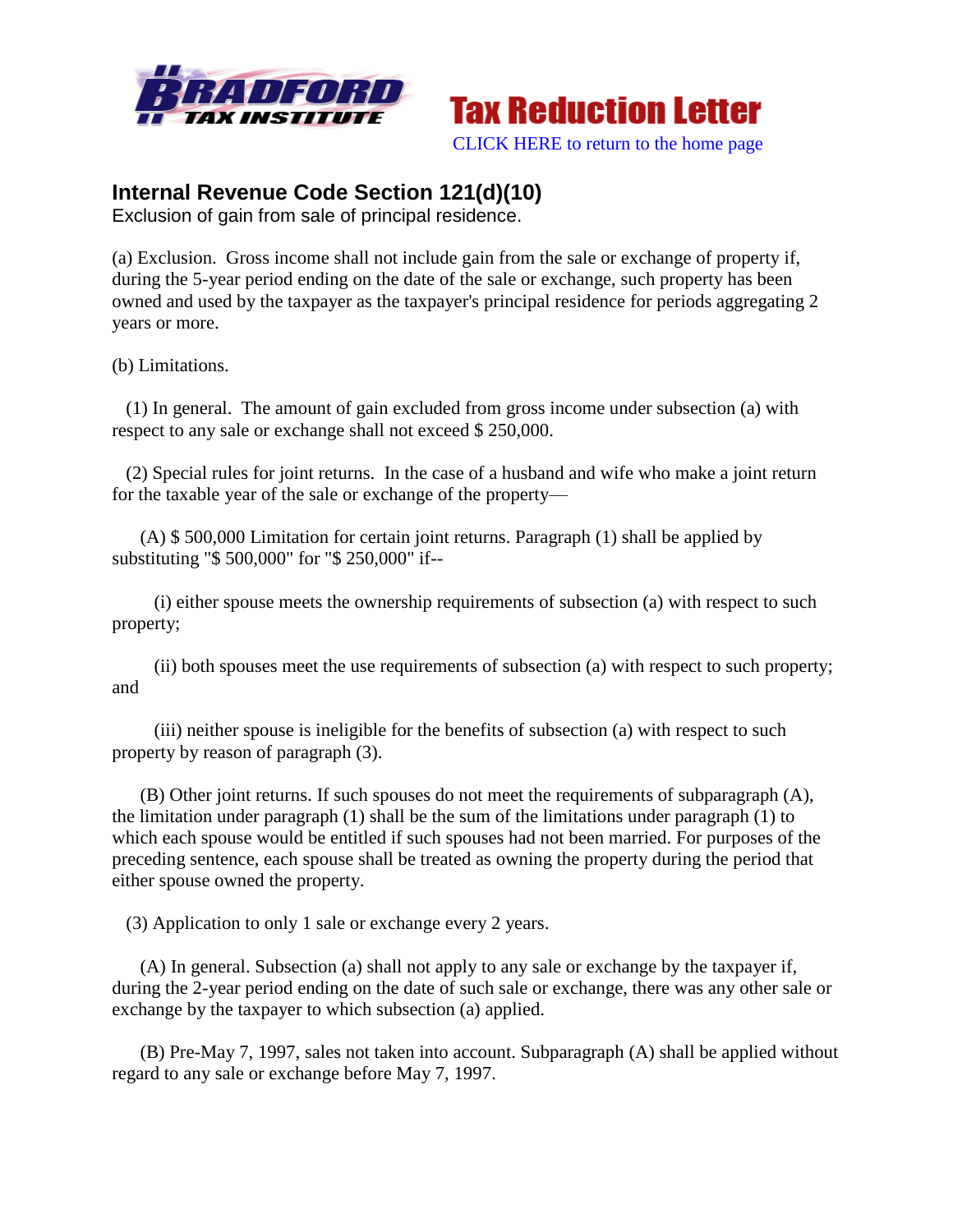Bradford Tax Institute

Tax Reduction Letter

CLICK HERE to return to the home page

## Internal Revenue Code Section 121(d)(10)

Exclusion of gain from sale of principal residence.

(a) Exclusion. Gross income shall not include gain from the sale or exchange of property if, during the 5-year period ending on the date of the sale or exchange, such property has been owned and used by the taxpayer as the taxpayer's principal residence for periods aggregating 2 years or more.

(b) Limitations.

(1) In general. The amount of gain excluded from gross income under subsection (a) with respect to any sale or exchange shall not exceed $ 250,000.

(2) Special rules for joint returns. In the case of a husband and wife who make a joint return for the taxable year of the sale or exchange of the property—

(A) $ 500,000 Limitation for certain joint returns. Paragraph (1) shall be applied by substituting "$ 500,000" for "$ 250,000" if--

(i) either spouse meets the ownership requirements of subsection (a) with respect to such property;

(ii) both spouses meet the use requirements of subsection (a) with respect to such property; and

(iii) neither spouse is ineligible for the benefits of subsection (a) with respect to such property by reason of paragraph (3).

(B) Other joint returns. If such spouses do not meet the requirements of subparagraph (A), the limitation under paragraph (1) shall be the sum of the limitations under paragraph (1) to which each spouse would be entitled if such spouses had not been married. For purposes of the preceding sentence, each spouse shall be treated as owning the property during the period that either spouse owned the property.

(3) Application to only 1 sale or exchange every 2 years.

(A) In general. Subsection (a) shall not apply to any sale or exchange by the taxpayer if, during the 2-year period ending on the date of such sale or exchange, there was any other sale or exchange by the taxpayer to which subsection (a) applied.

(B) Pre-May 7, 1997, sales not taken into account. Subparagraph (A) shall be applied without regard to any sale or exchange before May 7, 1997.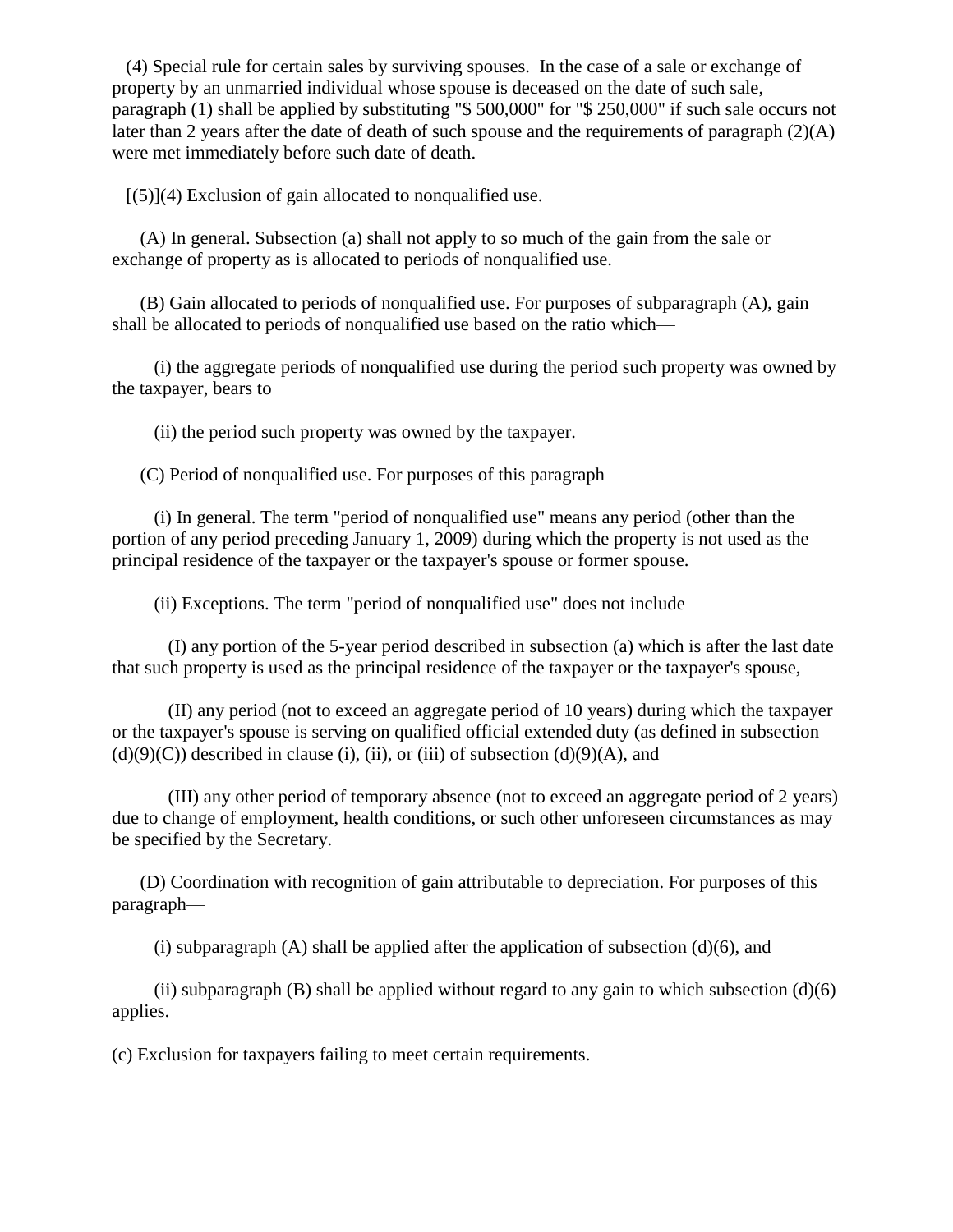(4) Special rule for certain sales by surviving spouses. In the case of a sale or exchange of property by an unmarried individual whose spouse is deceased on the date of such sale, paragraph (1) shall be applied by substituting "$ 500,000" for "$ 250,000" if such sale occurs not later than 2 years after the date of death of such spouse and the requirements of paragraph (2)(A) were met immediately before such date of death.

[(5)](4) Exclusion of gain allocated to nonqualified use.

(A) In general. Subsection (a) shall not apply to so much of the gain from the sale or exchange of property as is allocated to periods of nonqualified use.

(B) Gain allocated to periods of nonqualified use. For purposes of subparagraph (A), gain shall be allocated to periods of nonqualified use based on the ratio which—

(i) the aggregate periods of nonqualified use during the period such property was owned by the taxpayer, bears to

(ii) the period such property was owned by the taxpayer.

(C) Period of nonqualified use. For purposes of this paragraph—

(i) In general. The term "period of nonqualified use" means any period (other than the portion of any period preceding January 1, 2009) during which the property is not used as the principal residence of the taxpayer or the taxpayer's spouse or former spouse.

(ii) Exceptions. The term "period of nonqualified use" does not include—

(I) any portion of the 5-year period described in subsection (a) which is after the last date that such property is used as the principal residence of the taxpayer or the taxpayer's spouse,

(II) any period (not to exceed an aggregate period of 10 years) during which the taxpayer or the taxpayer's spouse is serving on qualified official extended duty (as defined in subsection (d)(9)(C)) described in clause (i), (ii), or (iii) of subsection (d)(9)(A), and

(III) any other period of temporary absence (not to exceed an aggregate period of 2 years) due to change of employment, health conditions, or such other unforeseen circumstances as may be specified by the Secretary.

(D) Coordination with recognition of gain attributable to depreciation. For purposes of this paragraph—

(i) subparagraph (A) shall be applied after the application of subsection (d)(6), and

(ii) subparagraph (B) shall be applied without regard to any gain to which subsection (d)(6) applies.

(c) Exclusion for taxpayers failing to meet certain requirements.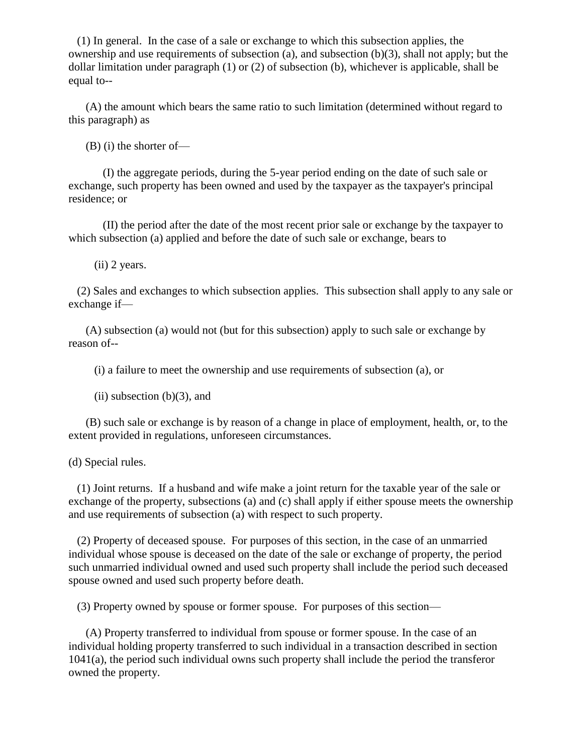(1) In general. In the case of a sale or exchange to which this subsection applies, the ownership and use requirements of subsection (a), and subsection (b)(3), shall not apply; but the dollar limitation under paragraph (1) or (2) of subsection (b), whichever is applicable, shall be equal to--

(A) the amount which bears the same ratio to such limitation (determined without regard to this paragraph) as

(B) (i) the shorter of—

(I) the aggregate periods, during the 5-year period ending on the date of such sale or exchange, such property has been owned and used by the taxpayer as the taxpayer's principal residence; or

(II) the period after the date of the most recent prior sale or exchange by the taxpayer to which subsection (a) applied and before the date of such sale or exchange, bears to

(ii) 2 years.

(2) Sales and exchanges to which subsection applies. This subsection shall apply to any sale or exchange if—

(A) subsection (a) would not (but for this subsection) apply to such sale or exchange by reason of--

(i) a failure to meet the ownership and use requirements of subsection (a), or

(ii) subsection (b)(3), and

(B) such sale or exchange is by reason of a change in place of employment, health, or, to the extent provided in regulations, unforeseen circumstances.

(d) Special rules.

(1) Joint returns. If a husband and wife make a joint return for the taxable year of the sale or exchange of the property, subsections (a) and (c) shall apply if either spouse meets the ownership and use requirements of subsection (a) with respect to such property.

(2) Property of deceased spouse. For purposes of this section, in the case of an unmarried individual whose spouse is deceased on the date of the sale or exchange of property, the period such unmarried individual owned and used such property shall include the period such deceased spouse owned and used such property before death.

(3) Property owned by spouse or former spouse. For purposes of this section—

(A) Property transferred to individual from spouse or former spouse. In the case of an individual holding property transferred to such individual in a transaction described in section 1041(a), the period such individual owns such property shall include the period the transferor owned the property.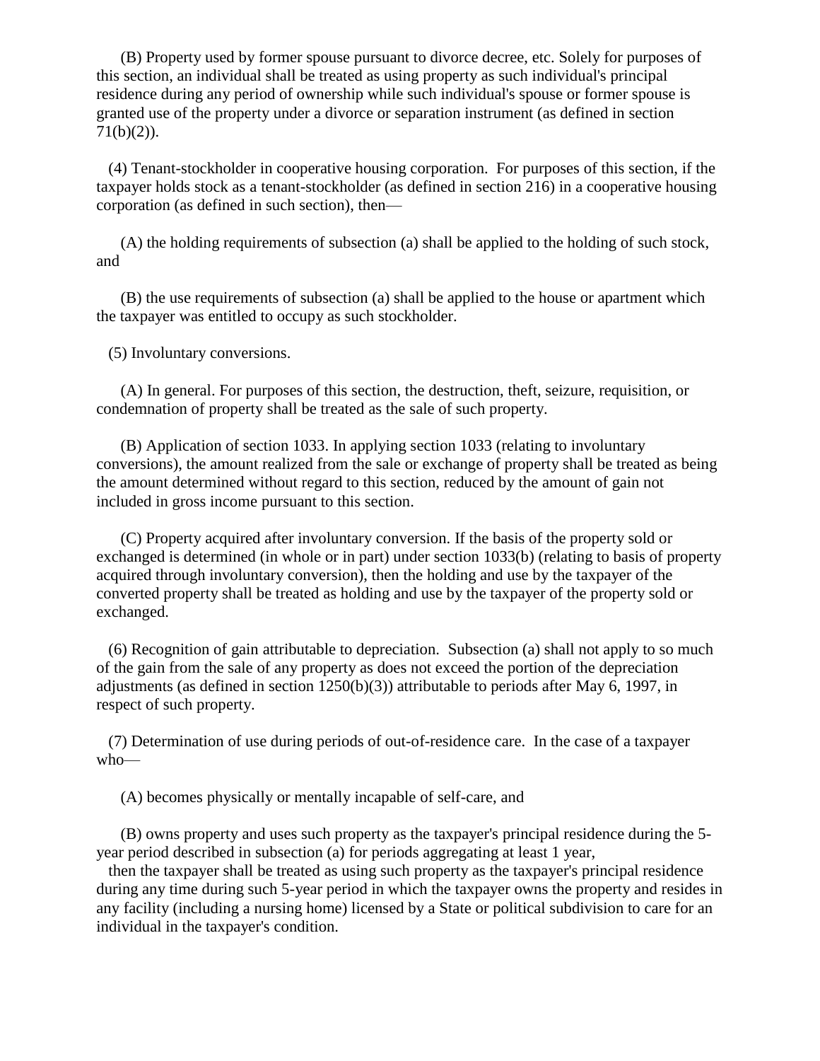(B) Property used by former spouse pursuant to divorce decree, etc. Solely for purposes of this section, an individual shall be treated as using property as such individual's principal residence during any period of ownership while such individual's spouse or former spouse is granted use of the property under a divorce or separation instrument (as defined in section 71(b)(2)).

(4) Tenant-stockholder in cooperative housing corporation. For purposes of this section, if the taxpayer holds stock as a tenant-stockholder (as defined in section 216) in a cooperative housing corporation (as defined in such section), then—

(A) the holding requirements of subsection (a) shall be applied to the holding of such stock, and

(B) the use requirements of subsection (a) shall be applied to the house or apartment which the taxpayer was entitled to occupy as such stockholder.

(5) Involuntary conversions.

(A) In general. For purposes of this section, the destruction, theft, seizure, requisition, or condemnation of property shall be treated as the sale of such property.

(B) Application of section 1033. In applying section 1033 (relating to involuntary conversions), the amount realized from the sale or exchange of property shall be treated as being the amount determined without regard to this section, reduced by the amount of gain not included in gross income pursuant to this section.

(C) Property acquired after involuntary conversion. If the basis of the property sold or exchanged is determined (in whole or in part) under section 1033(b) (relating to basis of property acquired through involuntary conversion), then the holding and use by the taxpayer of the converted property shall be treated as holding and use by the taxpayer of the property sold or exchanged.

(6) Recognition of gain attributable to depreciation. Subsection (a) shall not apply to so much of the gain from the sale of any property as does not exceed the portion of the depreciation adjustments (as defined in section 1250(b)(3)) attributable to periods after May 6, 1997, in respect of such property.

(7) Determination of use during periods of out-of-residence care. In the case of a taxpayer who—

(A) becomes physically or mentally incapable of self-care, and

(B) owns property and uses such property as the taxpayer's principal residence during the 5-year period described in subsection (a) for periods aggregating at least 1 year,

then the taxpayer shall be treated as using such property as the taxpayer's principal residence during any time during such 5-year period in which the taxpayer owns the property and resides in any facility (including a nursing home) licensed by a State or political subdivision to care for an individual in the taxpayer's condition.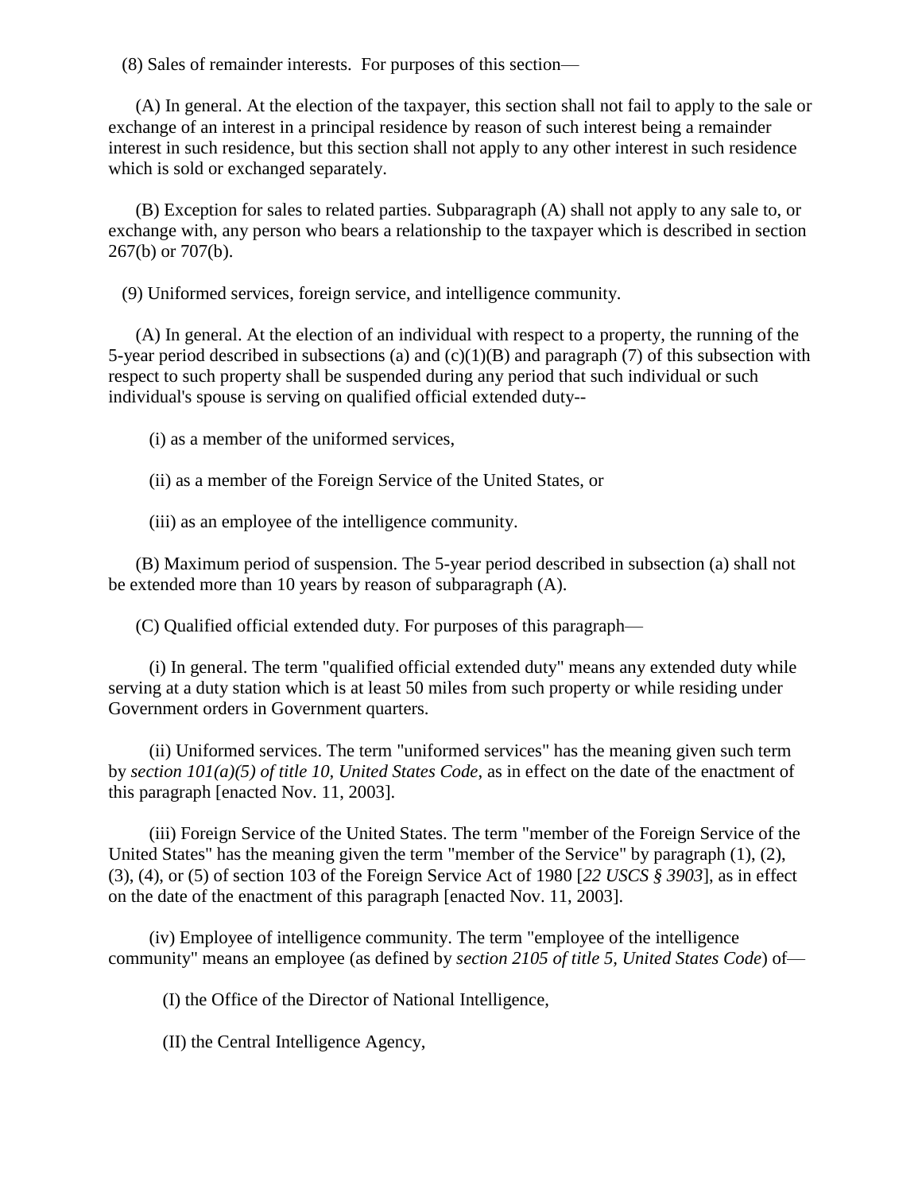(8) Sales of remainder interests. For purposes of this section—

(A) In general. At the election of the taxpayer, this section shall not fail to apply to the sale or exchange of an interest in a principal residence by reason of such interest being a remainder interest in such residence, but this section shall not apply to any other interest in such residence which is sold or exchanged separately.

(B) Exception for sales to related parties. Subparagraph (A) shall not apply to any sale to, or exchange with, any person who bears a relationship to the taxpayer which is described in section 267(b) or 707(b).

(9) Uniformed services, foreign service, and intelligence community.

(A) In general. At the election of an individual with respect to a property, the running of the 5-year period described in subsections (a) and (c)(1)(B) and paragraph (7) of this subsection with respect to such property shall be suspended during any period that such individual or such individual's spouse is serving on qualified official extended duty--

(i) as a member of the uniformed services,

(ii) as a member of the Foreign Service of the United States, or

(iii) as an employee of the intelligence community.

(B) Maximum period of suspension. The 5-year period described in subsection (a) shall not be extended more than 10 years by reason of subparagraph (A).

(C) Qualified official extended duty. For purposes of this paragraph—

(i) In general. The term "qualified official extended duty" means any extended duty while serving at a duty station which is at least 50 miles from such property or while residing under Government orders in Government quarters.

(ii) Uniformed services. The term "uniformed services" has the meaning given such term by *section 101(a)(5) of title 10, United States Code*, as in effect on the date of the enactment of this paragraph [enacted Nov. 11, 2003].

(iii) Foreign Service of the United States. The term "member of the Foreign Service of the United States" has the meaning given the term "member of the Service" by paragraph (1), (2), (3), (4), or (5) of section 103 of the Foreign Service Act of 1980 [*22 USCS § 3903*], as in effect on the date of the enactment of this paragraph [enacted Nov. 11, 2003].

(iv) Employee of intelligence community. The term "employee of the intelligence community" means an employee (as defined by *section 2105 of title 5, United States Code*) of—

(I) the Office of the Director of National Intelligence,

(II) the Central Intelligence Agency,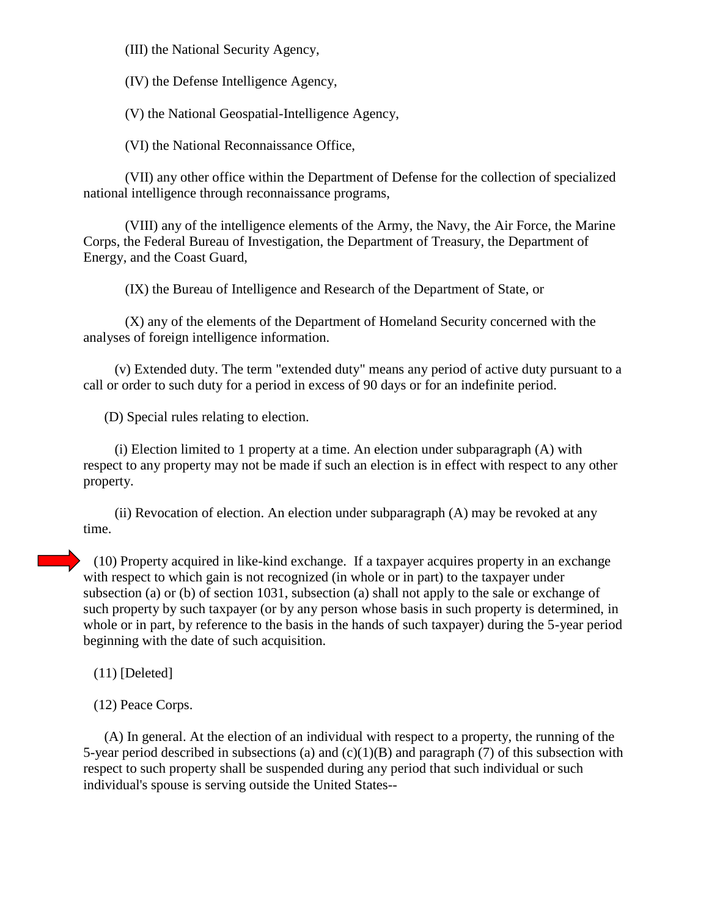(III) the National Security Agency,

(IV) the Defense Intelligence Agency,

(V) the National Geospatial-Intelligence Agency,

(VI) the National Reconnaissance Office,

(VII) any other office within the Department of Defense for the collection of specialized national intelligence through reconnaissance programs,

(VIII) any of the intelligence elements of the Army, the Navy, the Air Force, the Marine Corps, the Federal Bureau of Investigation, the Department of Treasury, the Department of Energy, and the Coast Guard,

(IX) the Bureau of Intelligence and Research of the Department of State, or

(X) any of the elements of the Department of Homeland Security concerned with the analyses of foreign intelligence information.

(v) Extended duty. The term "extended duty" means any period of active duty pursuant to a call or order to such duty for a period in excess of 90 days or for an indefinite period.

(D) Special rules relating to election.

(i) Election limited to 1 property at a time. An election under subparagraph (A) with respect to any property may not be made if such an election is in effect with respect to any other property.

(ii) Revocation of election. An election under subparagraph (A) may be revoked at any time.

(10) Property acquired in like-kind exchange. If a taxpayer acquires property in an exchange with respect to which gain is not recognized (in whole or in part) to the taxpayer under subsection (a) or (b) of section 1031, subsection (a) shall not apply to the sale or exchange of such property by such taxpayer (or by any person whose basis in such property is determined, in whole or in part, by reference to the basis in the hands of such taxpayer) during the 5-year period beginning with the date of such acquisition.

(11) [Deleted]

(12) Peace Corps.

(A) In general. At the election of an individual with respect to a property, the running of the 5-year period described in subsections (a) and (c)(1)(B) and paragraph (7) of this subsection with respect to such property shall be suspended during any period that such individual or such individual's spouse is serving outside the United States--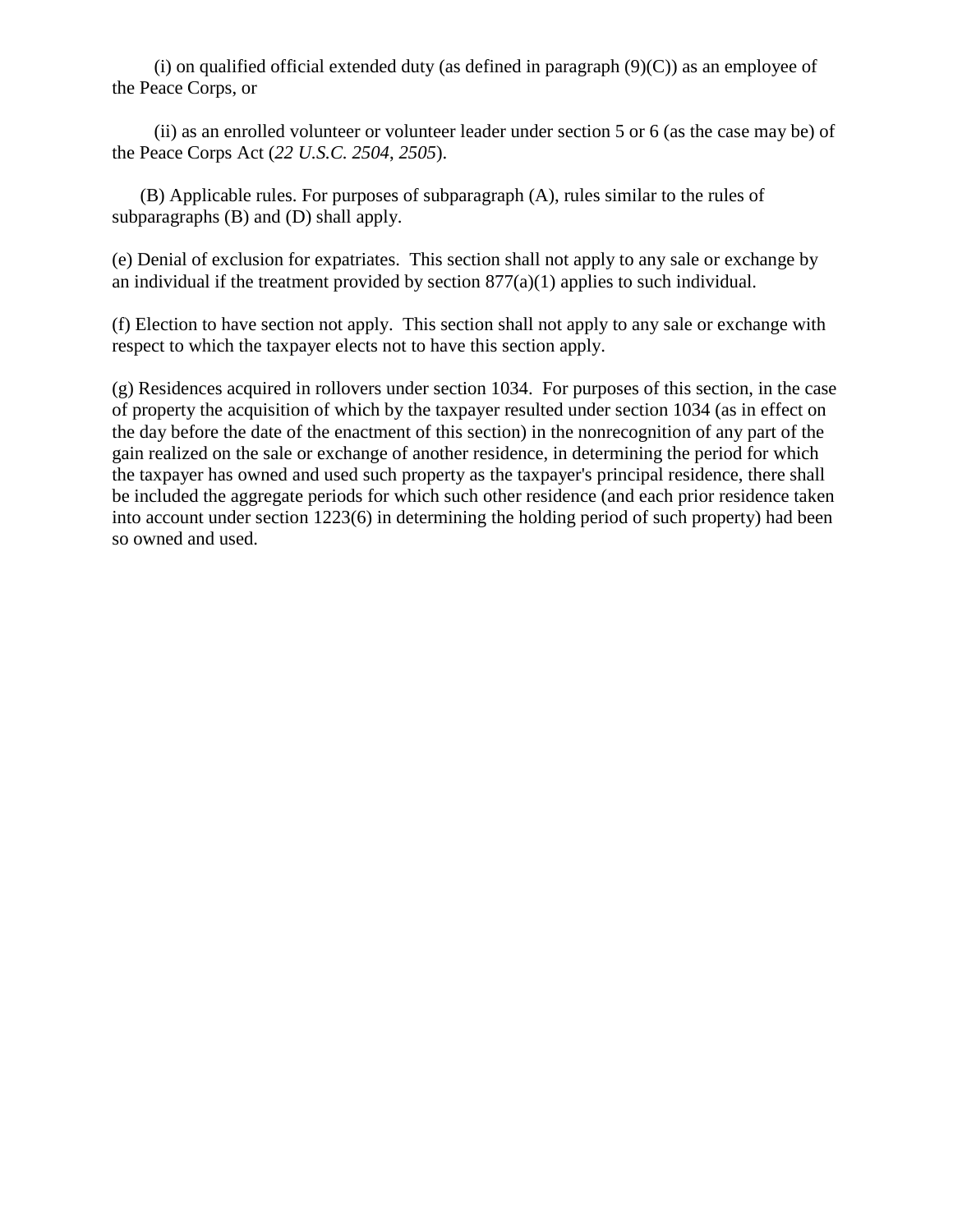(i) on qualified official extended duty (as defined in paragraph (9)(C)) as an employee of the Peace Corps, or

(ii) as an enrolled volunteer or volunteer leader under section 5 or 6 (as the case may be) of the Peace Corps Act (*22 U.S.C. 2504*, *2505*).

(B) Applicable rules. For purposes of subparagraph (A), rules similar to the rules of subparagraphs (B) and (D) shall apply.

(e) Denial of exclusion for expatriates. This section shall not apply to any sale or exchange by an individual if the treatment provided by section 877(a)(1) applies to such individual.

(f) Election to have section not apply. This section shall not apply to any sale or exchange with respect to which the taxpayer elects not to have this section apply.

(g) Residences acquired in rollovers under section 1034. For purposes of this section, in the case of property the acquisition of which by the taxpayer resulted under section 1034 (as in effect on the day before the date of the enactment of this section) in the nonrecognition of any part of the gain realized on the sale or exchange of another residence, in determining the period for which the taxpayer has owned and used such property as the taxpayer's principal residence, there shall be included the aggregate periods for which such other residence (and each prior residence taken into account under section 1223(6) in determining the holding period of such property) had been so owned and used.